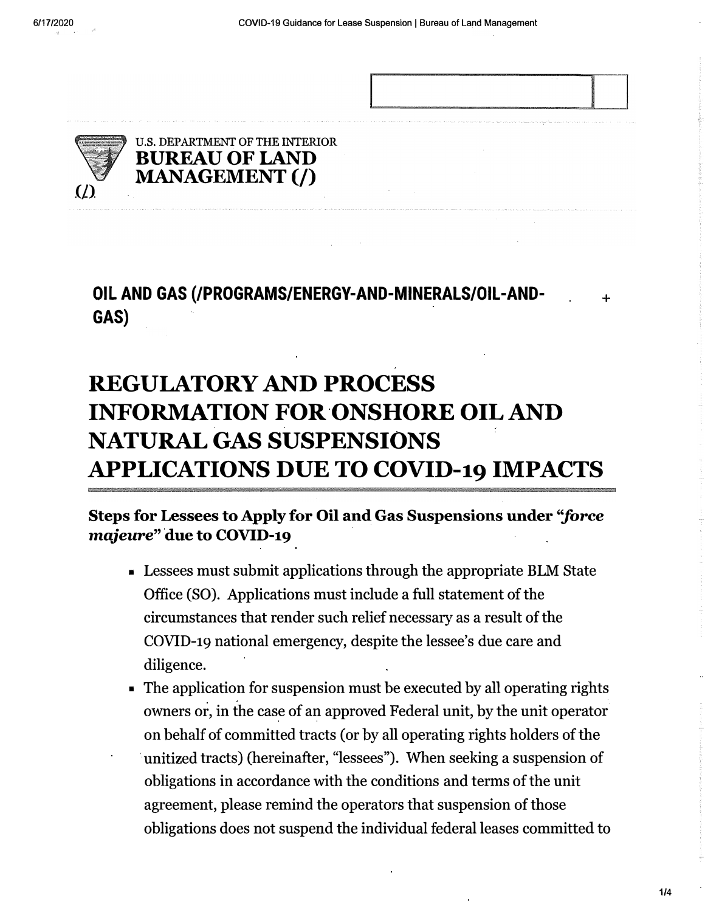U.S. DEPARTMENT OF THE INTERIOR
**BUREAU OF LAND MANAGEMENT (/)**

**OIL AND GAS (/PROGRAMS/ENERGY-AND-MINERALS/OIL-AND-GAS)**

# REGULATORY AND PROCESS INFORMATION FOR ONSHORE OIL AND NATURAL GAS SUSPENSIONS APPLICATIONS DUE TO COVID-19 IMPACTS

## Steps for Lessees to Apply for Oil and Gas Suspensions under "*force majeure*" due to COVID-19

- Lessees must submit applications through the appropriate BLM State Office (SO). Applications must include a full statement of the circumstances that render such relief necessary as a result of the COVID-19 national emergency, despite the lessee's due care and diligence.
- The application for suspension must be executed by all operating rights owners or, in the case of an approved Federal unit, by the unit operator on behalf of committed tracts (or by all operating rights holders of the unitized tracts) (hereinafter, "lessees"). When seeking a suspension of obligations in accordance with the conditions and terms of the unit agreement, please remind the operators that suspension of those obligations does not suspend the individual federal leases committed to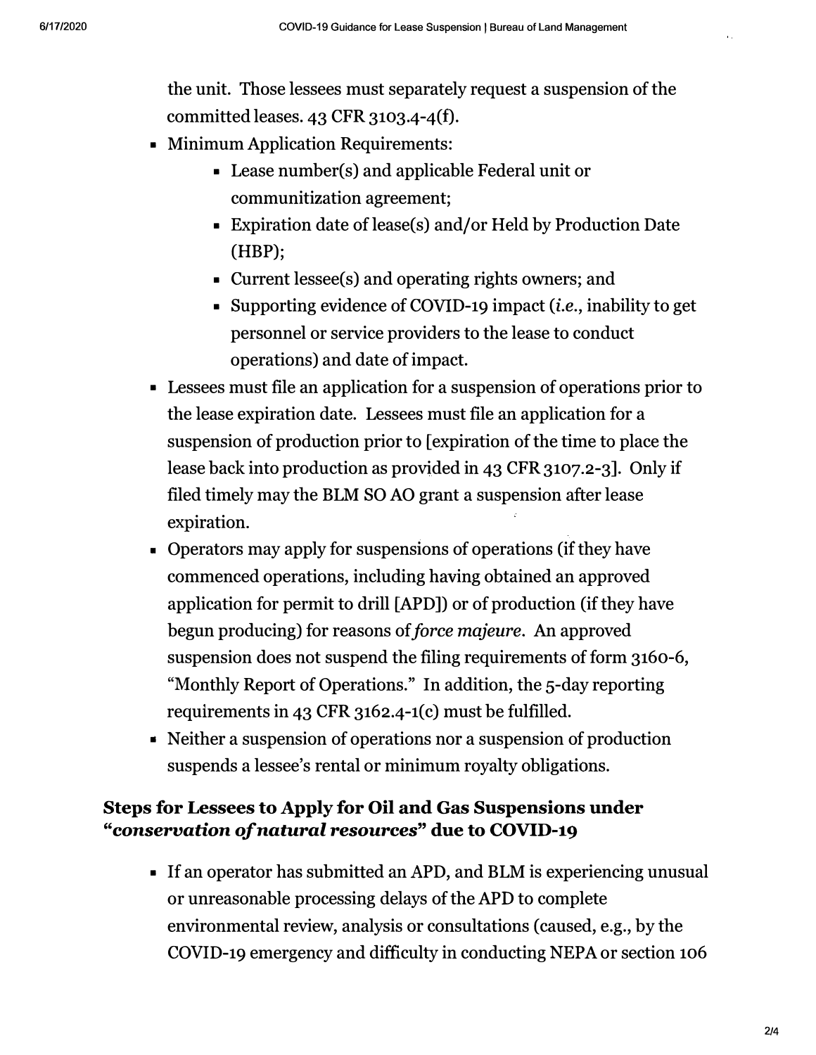the unit. Those lessees must separately request a suspension of the committed leases. 43 CFR 3103.4-4(f).

- Minimum Application Requirements:
  - Lease number(s) and applicable Federal unit or communitization agreement;
  - Expiration date of lease(s) and/or Held by Production Date (HBP);
  - Current lessee(s) and operating rights owners; and
  - Supporting evidence of COVID-19 impact (*i.e.*, inability to get personnel or service providers to the lease to conduct operations) and date of impact.
- Lessees must file an application for a suspension of operations prior to the lease expiration date. Lessees must file an application for a suspension of production prior to [expiration of the time to place the lease back into production as provided in 43 CFR 3107.2-3]. Only if filed timely may the BLM SO AO grant a suspension after lease expiration.
- Operators may apply for suspensions of operations (if they have commenced operations, including having obtained an approved application for permit to drill [APD]) or of production (if they have begun producing) for reasons of *force majeure*. An approved suspension does not suspend the filing requirements of form 3160-6, "Monthly Report of Operations." In addition, the 5-day reporting requirements in 43 CFR 3162.4-1(c) must be fulfilled.
- Neither a suspension of operations nor a suspension of production suspends a lessee's rental or minimum royalty obligations.

### Steps for Lessees to Apply for Oil and Gas Suspensions under "*conservation of natural resources*" due to COVID-19

- If an operator has submitted an APD, and BLM is experiencing unusual or unreasonable processing delays of the APD to complete environmental review, analysis or consultations (caused, e.g., by the COVID-19 emergency and difficulty in conducting NEPA or section 106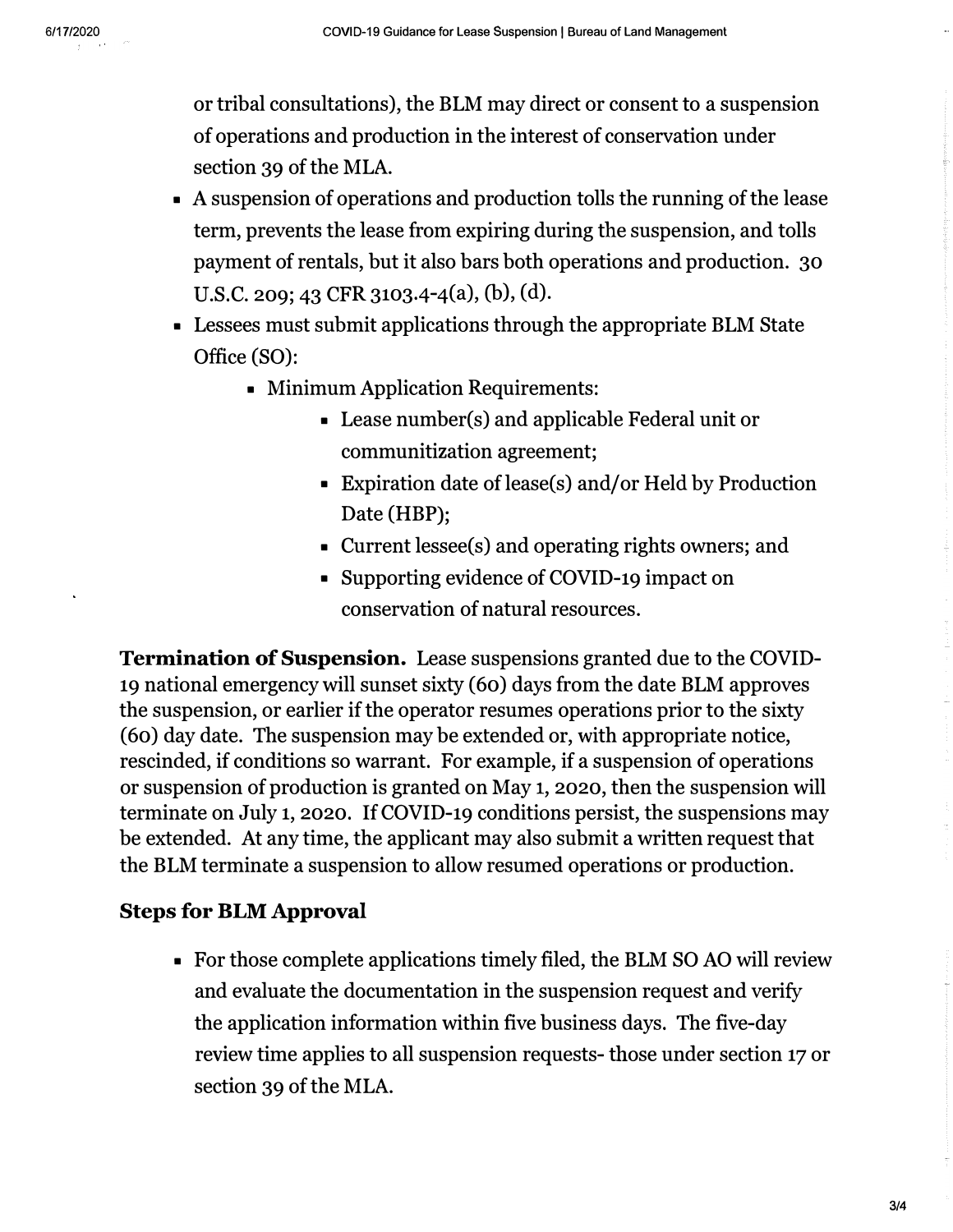or tribal consultations), the BLM may direct or consent to a suspension of operations and production in the interest of conservation under section 39 of the MLA.

- A suspension of operations and production tolls the running of the lease term, prevents the lease from expiring during the suspension, and tolls payment of rentals, but it also bars both operations and production. 30 U.S.C. 209; 43 CFR 3103.4-4(a), (b), (d).
- Lessees must submit applications through the appropriate BLM State Office (SO):
  - Minimum Application Requirements:
    - Lease number(s) and applicable Federal unit or communitization agreement;
    - Expiration date of lease(s) and/or Held by Production Date (HBP);
    - Current lessee(s) and operating rights owners; and
    - Supporting evidence of COVID-19 impact on conservation of natural resources.

**Termination of Suspension.** Lease suspensions granted due to the COVID-19 national emergency will sunset sixty (60) days from the date BLM approves the suspension, or earlier if the operator resumes operations prior to the sixty (60) day date. The suspension may be extended or, with appropriate notice, rescinded, if conditions so warrant. For example, if a suspension of operations or suspension of production is granted on May 1, 2020, then the suspension will terminate on July 1, 2020. If COVID-19 conditions persist, the suspensions may be extended. At any time, the applicant may also submit a written request that the BLM terminate a suspension to allow resumed operations or production.

### Steps for BLM Approval

- For those complete applications timely filed, the BLM SO AO will review and evaluate the documentation in the suspension request and verify the application information within five business days. The five-day review time applies to all suspension requests- those under section 17 or section 39 of the MLA.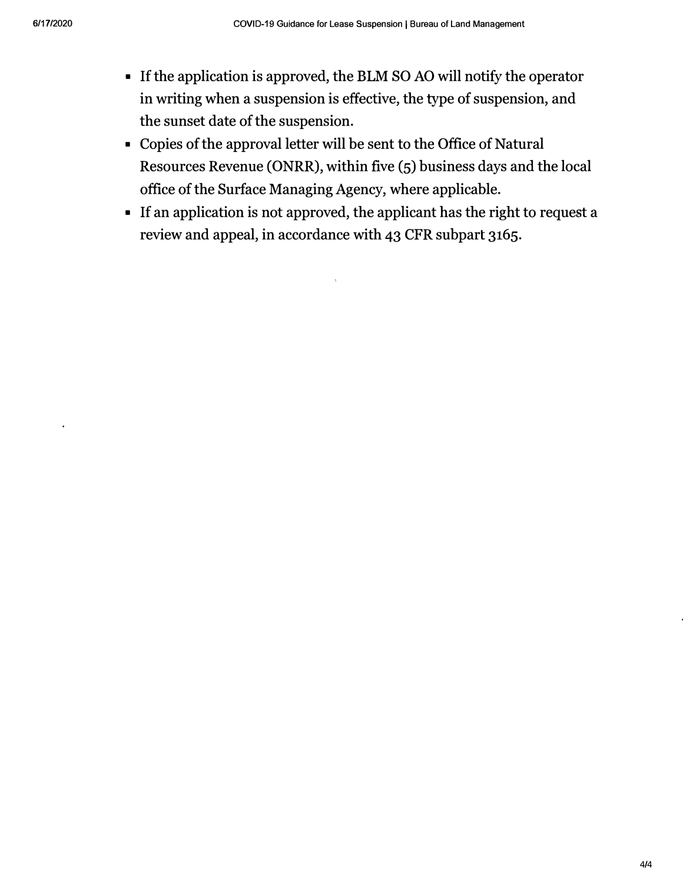- If the application is approved, the BLM SO AO will notify the operator in writing when a suspension is effective, the type of suspension, and the sunset date of the suspension.
- Copies of the approval letter will be sent to the Office of Natural Resources Revenue (ONRR), within five (5) business days and the local office of the Surface Managing Agency, where applicable.
- If an application is not approved, the applicant has the right to request a review and appeal, in accordance with 43 CFR subpart 3165.